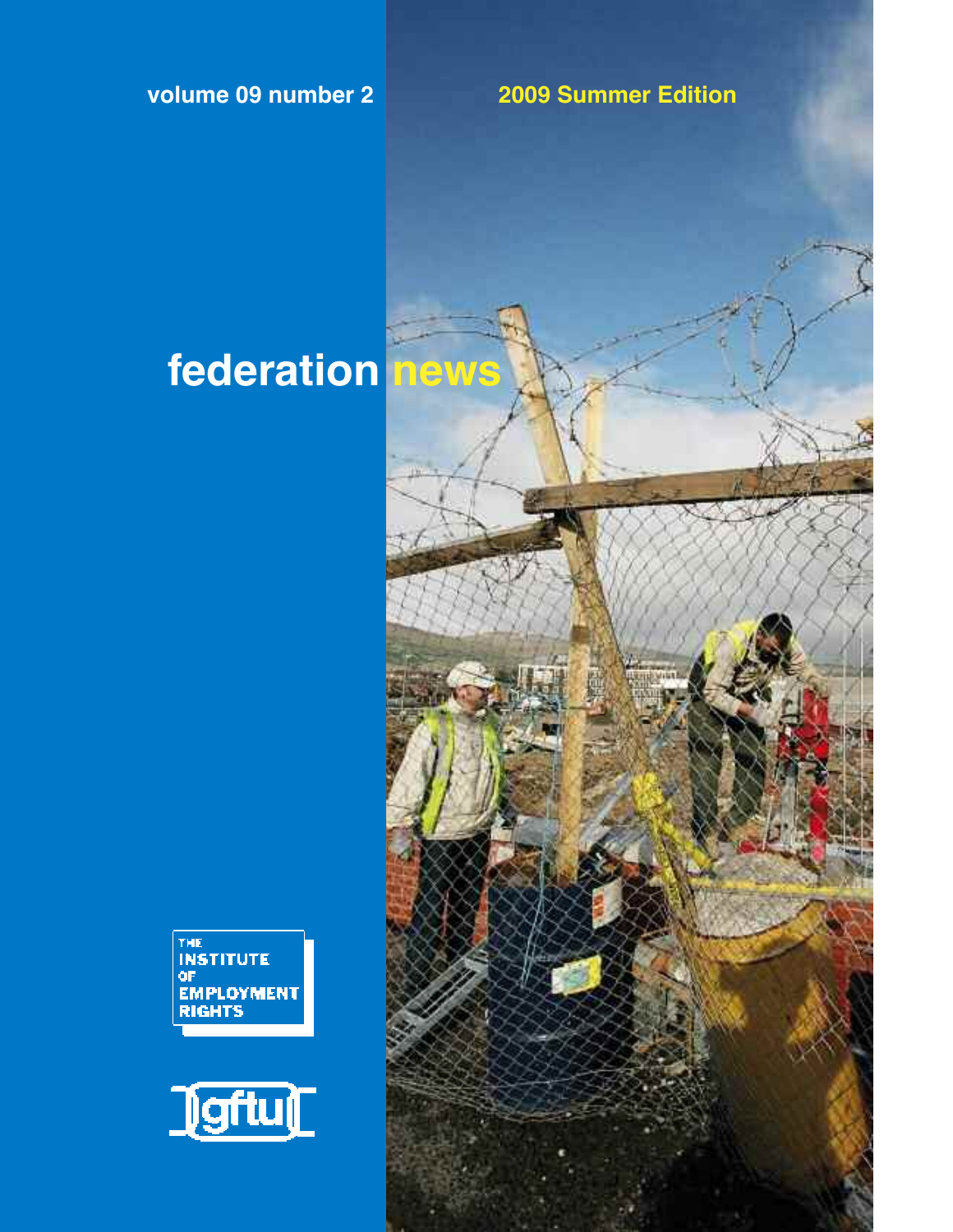volume 09 number 2

2009 Summer Edition

# federation news

THE INSTITUTE OF EMPLOYMENT RIGHTS

gftu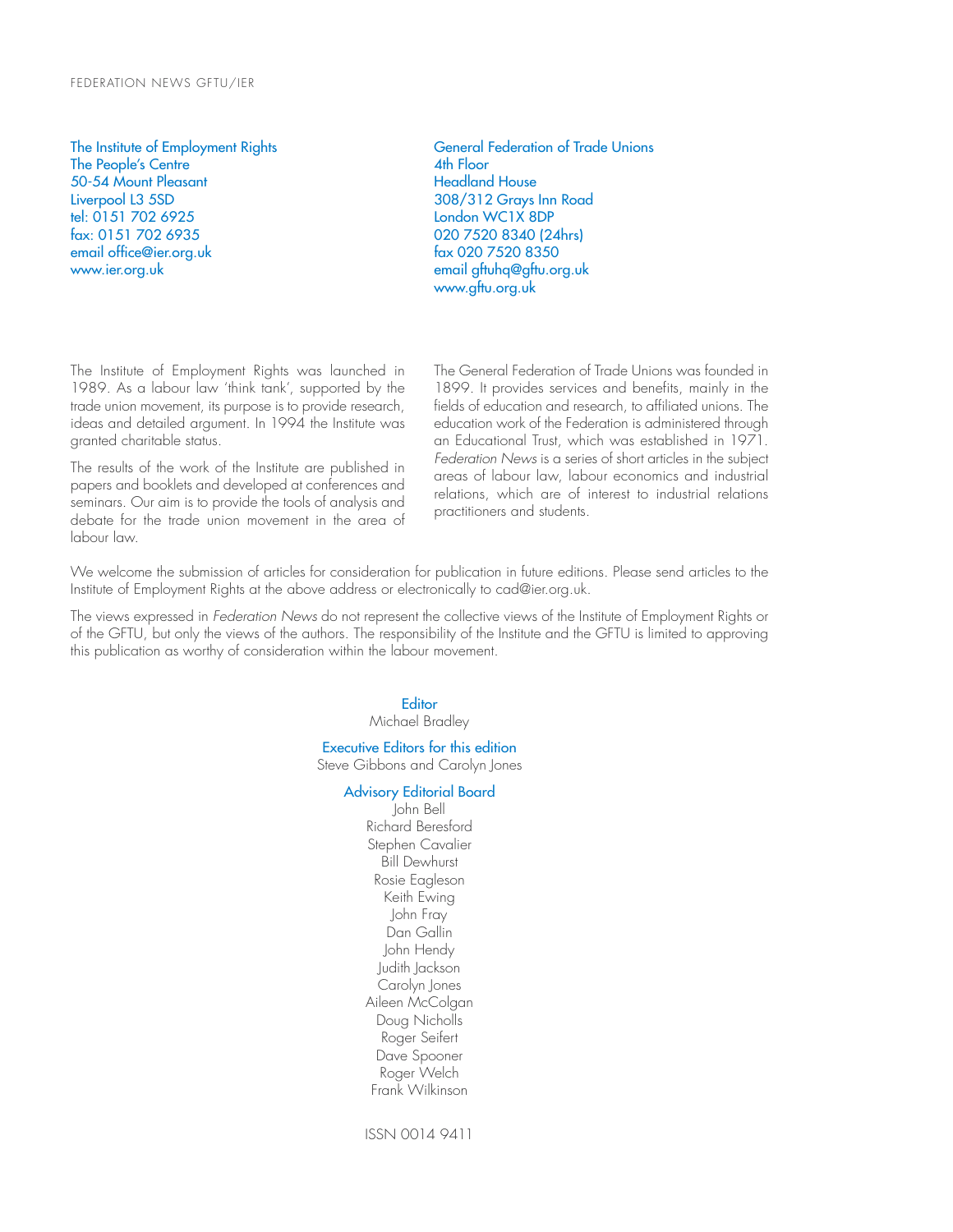The Institute of Employment Rights
The People's Centre
50-54 Mount Pleasant
Liverpool L3 5SD
tel: 0151 702 6925
fax: 0151 702 6935
email office@ier.org.uk
www.ier.org.uk

The Institute of Employment Rights was launched in 1989. As a labour law 'think tank', supported by the trade union movement, its purpose is to provide research, ideas and detailed argument. In 1994 the Institute was granted charitable status.

The results of the work of the Institute are published in papers and booklets and developed at conferences and seminars. Our aim is to provide the tools of analysis and debate for the trade union movement in the area of labour law.

General Federation of Trade Unions
4th Floor
Headland House
308/312 Grays Inn Road
London WC1X 8DP
020 7520 8340 (24hrs)
fax 020 7520 8350
email gftuhq@gftu.org.uk
www.gftu.org.uk

The General Federation of Trade Unions was founded in 1899. It provides services and benefits, mainly in the fields of education and research, to affiliated unions. The education work of the Federation is administered through an Educational Trust, which was established in 1971. *Federation News* is a series of short articles in the subject areas of labour law, labour economics and industrial relations, which are of interest to industrial relations practitioners and students.

We welcome the submission of articles for consideration for publication in future editions. Please send articles to the Institute of Employment Rights at the above address or electronically to cad@ier.org.uk.

The views expressed in *Federation News* do not represent the collective views of the Institute of Employment Rights or of the GFTU, but only the views of the authors. The responsibility of the Institute and the GFTU is limited to approving this publication as worthy of consideration within the labour movement.

**Editor**
Michael Bradley

**Executive Editors for this edition**
Steve Gibbons and Carolyn Jones

**Advisory Editorial Board**
John Bell
Richard Beresford
Stephen Cavalier
Bill Dewhurst
Rosie Eagleson
Keith Ewing
John Fray
Dan Gallin
John Hendy
Judith Jackson
Carolyn Jones
Aileen McColgan
Doug Nicholls
Roger Seifert
Dave Spooner
Roger Welch
Frank Wilkinson

ISSN 0014 9411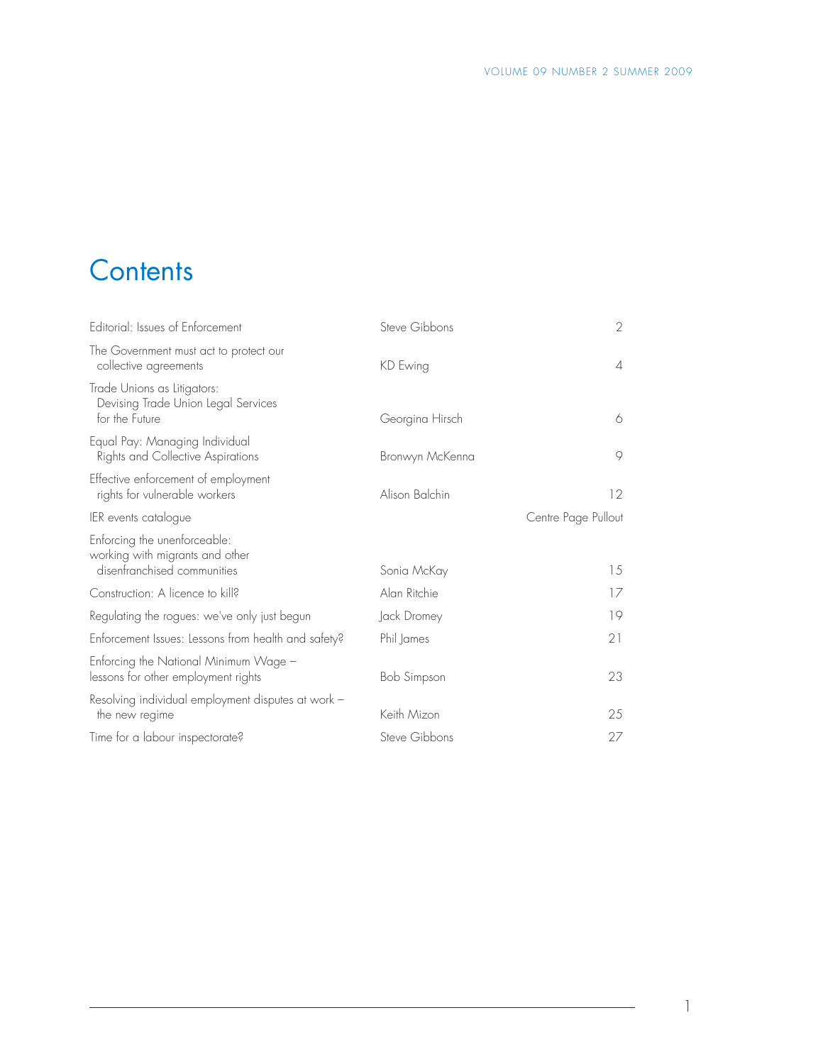# Contents

| | | |
|---|---|---|
| Editorial: Issues of Enforcement | Steve Gibbons | 2 |
| The Government must act to protect our collective agreements | KD Ewing | 4 |
| Trade Unions as Litigators: Devising Trade Union Legal Services for the Future | Georgina Hirsch | 6 |
| Equal Pay: Managing Individual Rights and Collective Aspirations | Bronwyn McKenna | 9 |
| Effective enforcement of employment rights for vulnerable workers | Alison Balchin | 12 |
| IER events catalogue | | Centre Page Pullout |
| Enforcing the unenforceable: working with migrants and other disenfranchised communities | Sonia McKay | 15 |
| Construction: A licence to kill? | Alan Ritchie | 17 |
| Regulating the rogues: we've only just begun | Jack Dromey | 19 |
| Enforcement Issues: Lessons from health and safety? | Phil James | 21 |
| Enforcing the National Minimum Wage – lessons for other employment rights | Bob Simpson | 23 |
| Resolving individual employment disputes at work – the new regime | Keith Mizon | 25 |
| Time for a labour inspectorate? | Steve Gibbons | 27 |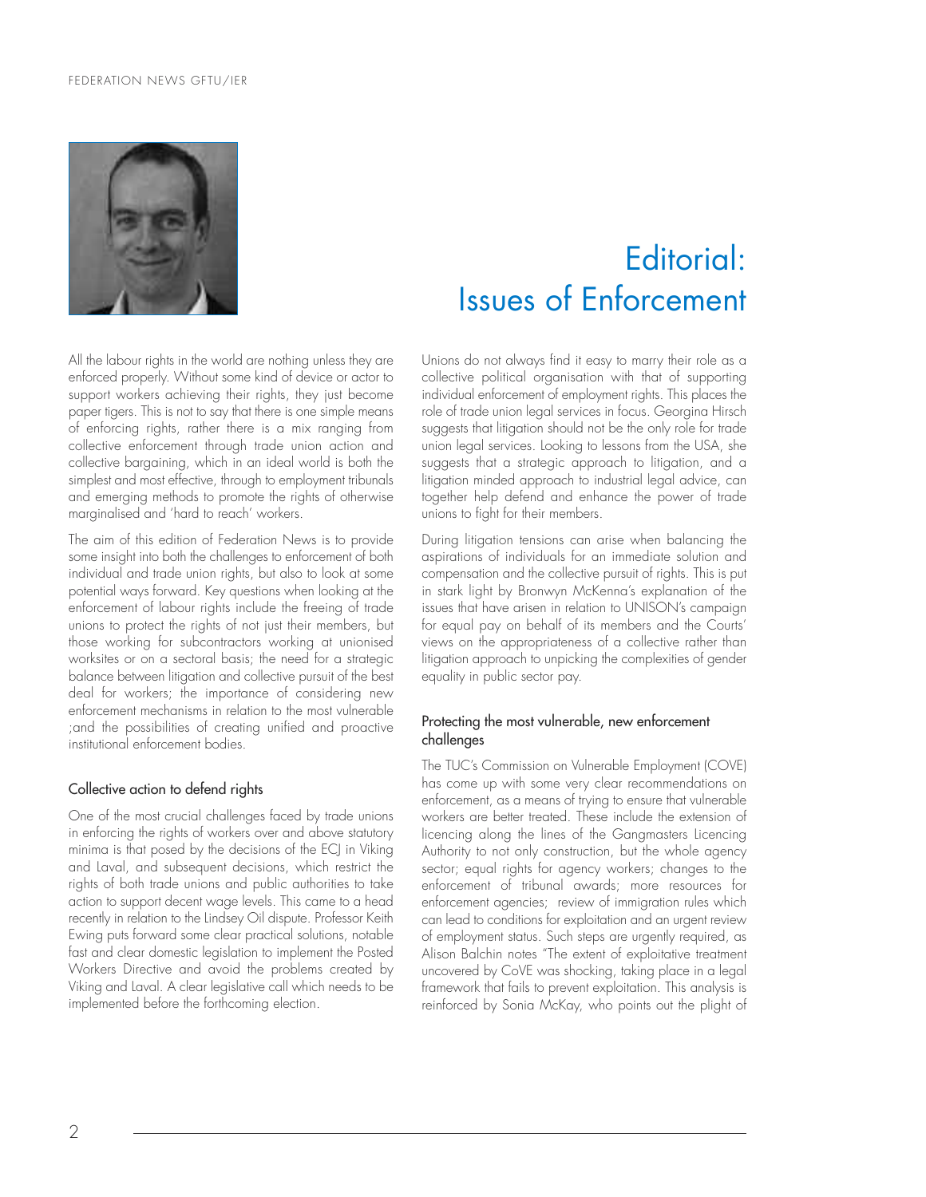# Editorial: Issues of Enforcement

All the labour rights in the world are nothing unless they are enforced properly. Without some kind of device or actor to support workers achieving their rights, they just become paper tigers. This is not to say that there is one simple means of enforcing rights, rather there is a mix ranging from collective enforcement through trade union action and collective bargaining, which in an ideal world is both the simplest and most effective, through to employment tribunals and emerging methods to promote the rights of otherwise marginalised and 'hard to reach' workers.

The aim of this edition of Federation News is to provide some insight into both the challenges to enforcement of both individual and trade union rights, but also to look at some potential ways forward. Key questions when looking at the enforcement of labour rights include the freeing of trade unions to protect the rights of not just their members, but those working for subcontractors working at unionised worksites or on a sectoral basis; the need for a strategic balance between litigation and collective pursuit of the best deal for workers; the importance of considering new enforcement mechanisms in relation to the most vulnerable ;and the possibilities of creating unified and proactive institutional enforcement bodies.

## Collective action to defend rights

One of the most crucial challenges faced by trade unions in enforcing the rights of workers over and above statutory minima is that posed by the decisions of the ECJ in Viking and Laval, and subsequent decisions, which restrict the rights of both trade unions and public authorities to take action to support decent wage levels. This came to a head recently in relation to the Lindsey Oil dispute. Professor Keith Ewing puts forward some clear practical solutions, notable fast and clear domestic legislation to implement the Posted Workers Directive and avoid the problems created by Viking and Laval. A clear legislative call which needs to be implemented before the forthcoming election.

Unions do not always find it easy to marry their role as a collective political organisation with that of supporting individual enforcement of employment rights. This places the role of trade union legal services in focus. Georgina Hirsch suggests that litigation should not be the only role for trade union legal services. Looking to lessons from the USA, she suggests that a strategic approach to litigation, and a litigation minded approach to industrial legal advice, can together help defend and enhance the power of trade unions to fight for their members.

During litigation tensions can arise when balancing the aspirations of individuals for an immediate solution and compensation and the collective pursuit of rights. This is put in stark light by Bronwyn McKenna's explanation of the issues that have arisen in relation to UNISON's campaign for equal pay on behalf of its members and the Courts' views on the appropriateness of a collective rather than litigation approach to unpicking the complexities of gender equality in public sector pay.

## Protecting the most vulnerable, new enforcement challenges

The TUC's Commission on Vulnerable Employment (COVE) has come up with some very clear recommendations on enforcement, as a means of trying to ensure that vulnerable workers are better treated. These include the extension of licencing along the lines of the Gangmasters Licencing Authority to not only construction, but the whole agency sector; equal rights for agency workers; changes to the enforcement of tribunal awards; more resources for enforcement agencies; review of immigration rules which can lead to conditions for exploitation and an urgent review of employment status. Such steps are urgently required, as Alison Balchin notes "The extent of exploitative treatment uncovered by CoVE was shocking, taking place in a legal framework that fails to prevent exploitation. This analysis is reinforced by Sonia McKay, who points out the plight of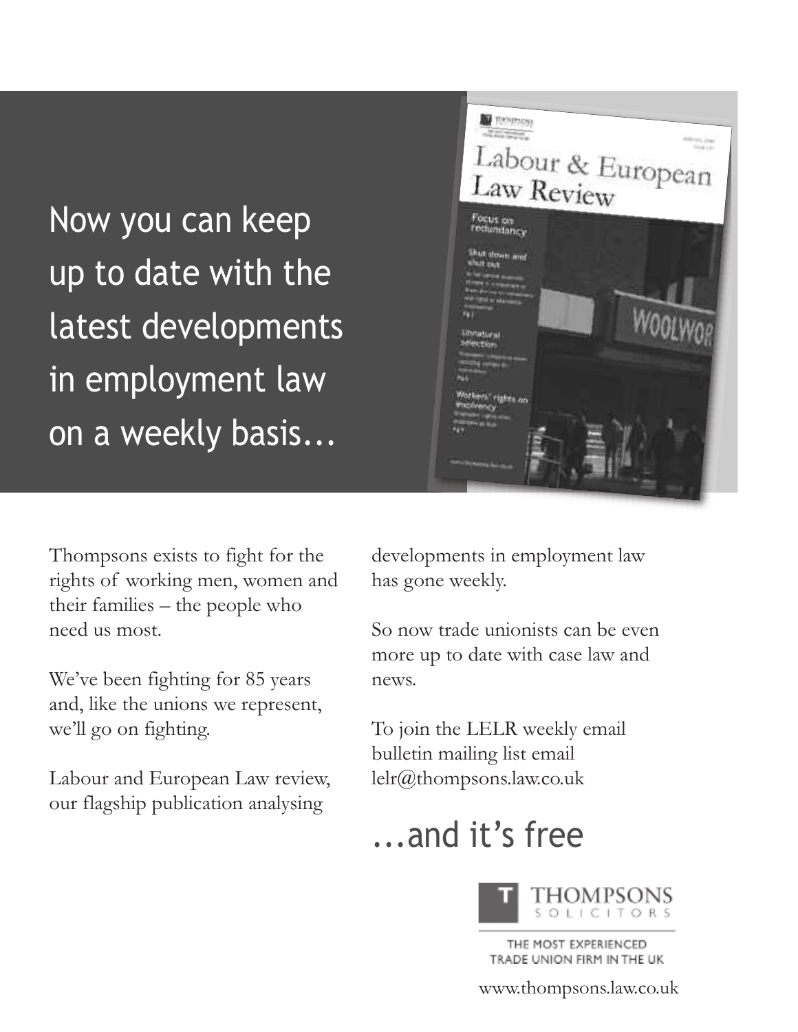# Now you can keep up to date with the latest developments in employment law on a weekly basis...

Thompsons exists to fight for the rights of working men, women and their families – the people who need us most.

We've been fighting for 85 years and, like the unions we represent, we'll go on fighting.

Labour and European Law review, our flagship publication analysing developments in employment law has gone weekly.

So now trade unionists can be even more up to date with case law and news.

To join the LELR weekly email bulletin mailing list email lelr@thompsons.law.co.uk

## ...and it's free

THOMPSONS SOLICITORS

THE MOST EXPERIENCED TRADE UNION FIRM IN THE UK

www.thompsons.law.co.uk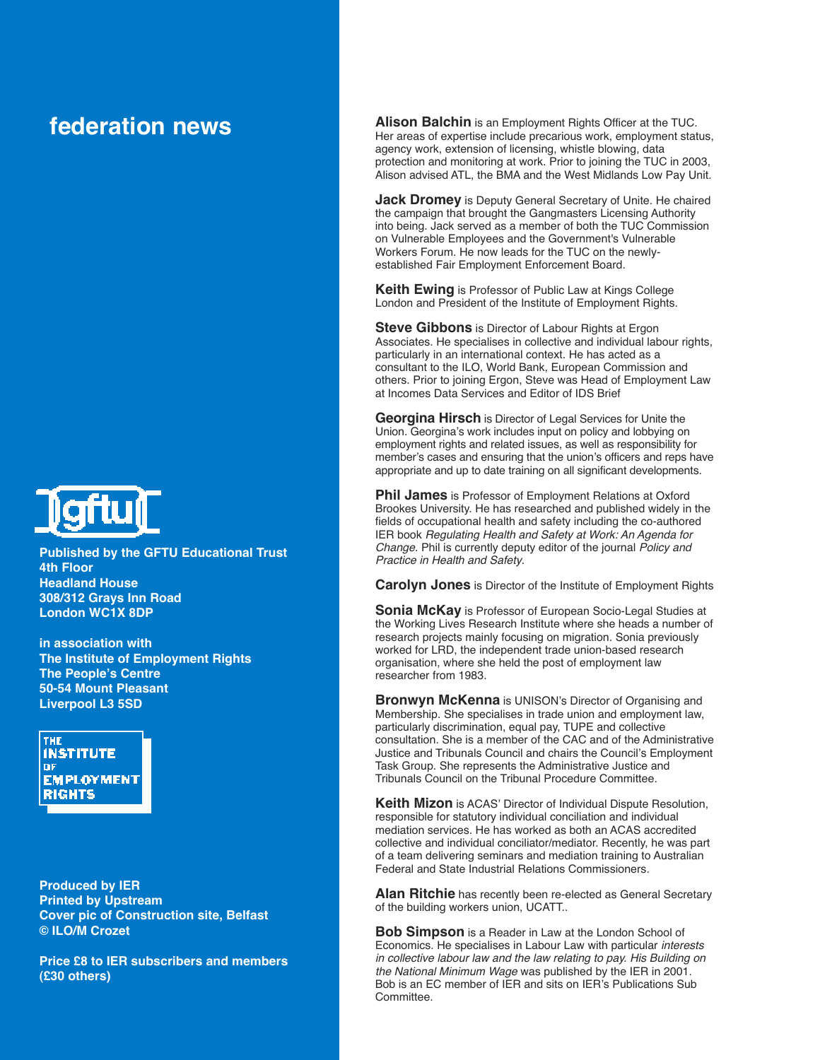# federation news

Published by the GFTU Educational Trust
4th Floor
Headland House
308/312 Grays Inn Road
London WC1X 8DP

in association with
The Institute of Employment Rights
The People's Centre
50-54 Mount Pleasant
Liverpool L3 5SD

Produced by IER
Printed by Upstream
Cover pic of Construction site, Belfast
© ILO/M Crozet

Price £8 to IER subscribers and members
(£30 others)

**Alison Balchin** is an Employment Rights Officer at the TUC. Her areas of expertise include precarious work, employment status, agency work, extension of licensing, whistle blowing, data protection and monitoring at work. Prior to joining the TUC in 2003, Alison advised ATL, the BMA and the West Midlands Low Pay Unit.

**Jack Dromey** is Deputy General Secretary of Unite. He chaired the campaign that brought the Gangmasters Licensing Authority into being. Jack served as a member of both the TUC Commission on Vulnerable Employees and the Government's Vulnerable Workers Forum. He now leads for the TUC on the newly-established Fair Employment Enforcement Board.

**Keith Ewing** is Professor of Public Law at Kings College London and President of the Institute of Employment Rights.

**Steve Gibbons** is Director of Labour Rights at Ergon Associates. He specialises in collective and individual labour rights, particularly in an international context. He has acted as a consultant to the ILO, World Bank, European Commission and others. Prior to joining Ergon, Steve was Head of Employment Law at Incomes Data Services and Editor of IDS Brief

**Georgina Hirsch** is Director of Legal Services for Unite the Union. Georgina's work includes input on policy and lobbying on employment rights and related issues, as well as responsibility for member's cases and ensuring that the union's officers and reps have appropriate and up to date training on all significant developments.

**Phil James** is Professor of Employment Relations at Oxford Brookes University. He has researched and published widely in the fields of occupational health and safety including the co-authored IER book *Regulating Health and Safety at Work: An Agenda for Change*. Phil is currently deputy editor of the journal *Policy and Practice in Health and Safety*.

**Carolyn Jones** is Director of the Institute of Employment Rights

**Sonia McKay** is Professor of European Socio-Legal Studies at the Working Lives Research Institute where she heads a number of research projects mainly focusing on migration. Sonia previously worked for LRD, the independent trade union-based research organisation, where she held the post of employment law researcher from 1983.

**Bronwyn McKenna** is UNISON's Director of Organising and Membership. She specialises in trade union and employment law, particularly discrimination, equal pay, TUPE and collective consultation. She is a member of the CAC and of the Administrative Justice and Tribunals Council and chairs the Council's Employment Task Group. She represents the Administrative Justice and Tribunals Council on the Tribunal Procedure Committee.

**Keith Mizon** is ACAS' Director of Individual Dispute Resolution, responsible for statutory individual conciliation and individual mediation services. He has worked as both an ACAS accredited collective and individual conciliator/mediator. Recently, he was part of a team delivering seminars and mediation training to Australian Federal and State Industrial Relations Commissioners.

**Alan Ritchie** has recently been re-elected as General Secretary of the building workers union, UCATT..

**Bob Simpson** is a Reader in Law at the London School of Economics. He specialises in Labour Law with particular *interests in collective labour law and the law relating to pay. His Building on the National Minimum Wage* was published by the IER in 2001. Bob is an EC member of IER and sits on IER's Publications Sub Committee.